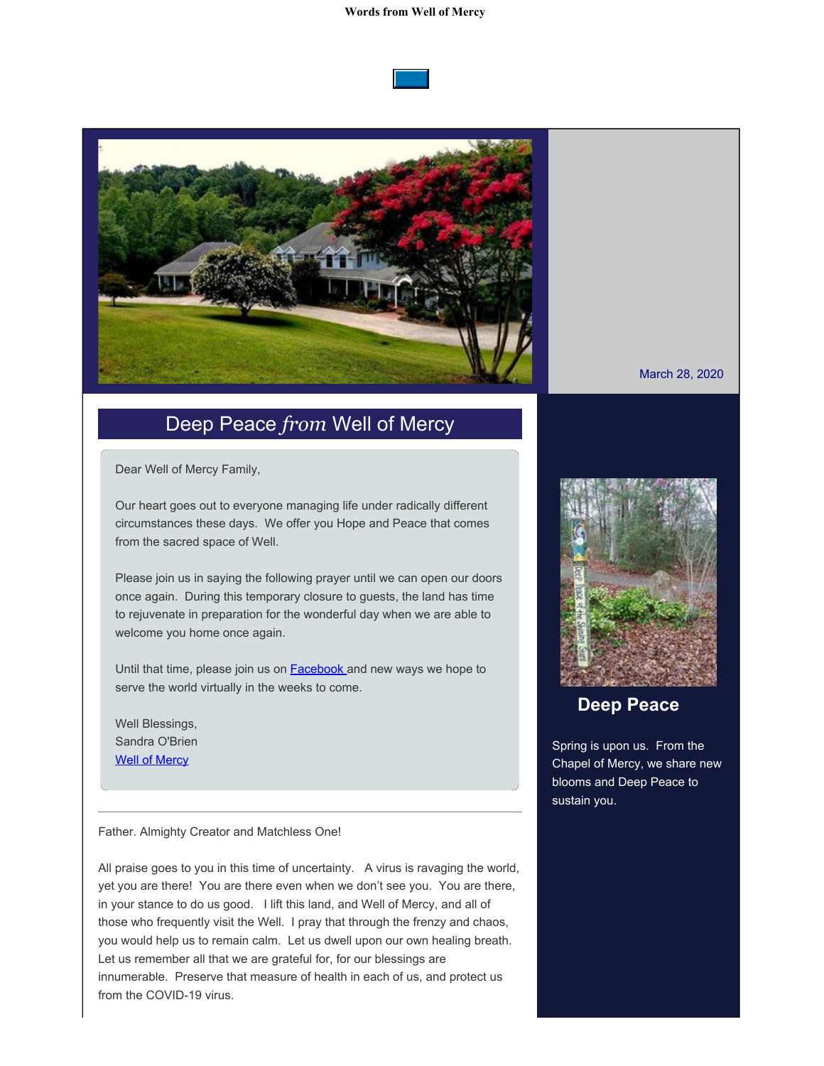# Words from Well of Mercy

March 28, 2020

## Deep Peace *from* Well of Mercy

Dear Well of Mercy Family,

Our heart goes out to everyone managing life under radically different circumstances these days. We offer you Hope and Peace that comes from the sacred space of Well.

Please join us in saying the following prayer until we can open our doors once again. During this temporary closure to guests, the land has time to rejuvenate in preparation for the wonderful day when we are able to welcome you home once again.

Until that time, please join us on [Facebook](#) and new ways we hope to serve the world virtually in the weeks to come.

Well Blessings,
Sandra O'Brien
[Well of Mercy](#)

---

Father. Almighty Creator and Matchless One!

All praise goes to you in this time of uncertainty. A virus is ravaging the world, yet you are there! You are there even when we don't see you. You are there, in your stance to do us good. I lift this land, and Well of Mercy, and all of those who frequently visit the Well. I pray that through the frenzy and chaos, you would help us to remain calm. Let us dwell upon our own healing breath. Let us remember all that we are grateful for, for our blessings are innumerable. Preserve that measure of health in each of us, and protect us from the COVID-19 virus.

### Deep Peace

Spring is upon us. From the Chapel of Mercy, we share new blooms and Deep Peace to sustain you.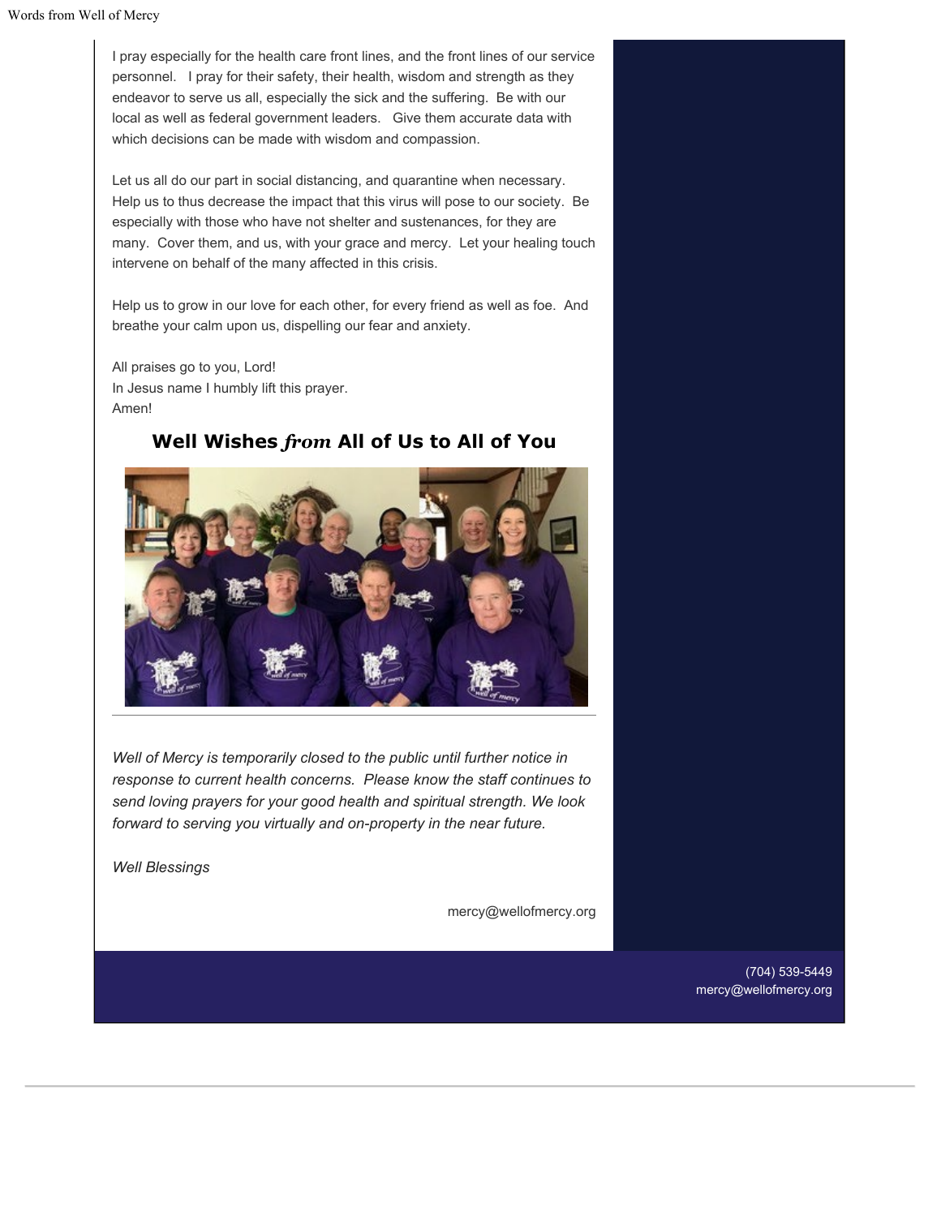I pray especially for the health care front lines, and the front lines of our service personnel.   I pray for their safety, their health, wisdom and strength as they endeavor to serve us all, especially the sick and the suffering.  Be with our local as well as federal government leaders.   Give them accurate data with which decisions can be made with wisdom and compassion.

Let us all do our part in social distancing, and quarantine when necessary. Help us to thus decrease the impact that this virus will pose to our society.  Be especially with those who have not shelter and sustenances, for they are many.  Cover them, and us, with your grace and mercy.  Let your healing touch intervene on behalf of the many affected in this crisis.

Help us to grow in our love for each other, for every friend as well as foe.  And breathe your calm upon us, dispelling our fear and anxiety.

All praises go to you, Lord!
In Jesus name I humbly lift this prayer.
Amen!

## Well Wishes *from* All of Us to All of You

---

*Well of Mercy is temporarily closed to the public until further notice in response to current health concerns.  Please know the staff continues to send loving prayers for your good health and spiritual strength. We look forward to serving you virtually and on-property in the near future.*

*Well Blessings*

mercy@wellofmercy.org

(704) 539-5449
mercy@wellofmercy.org